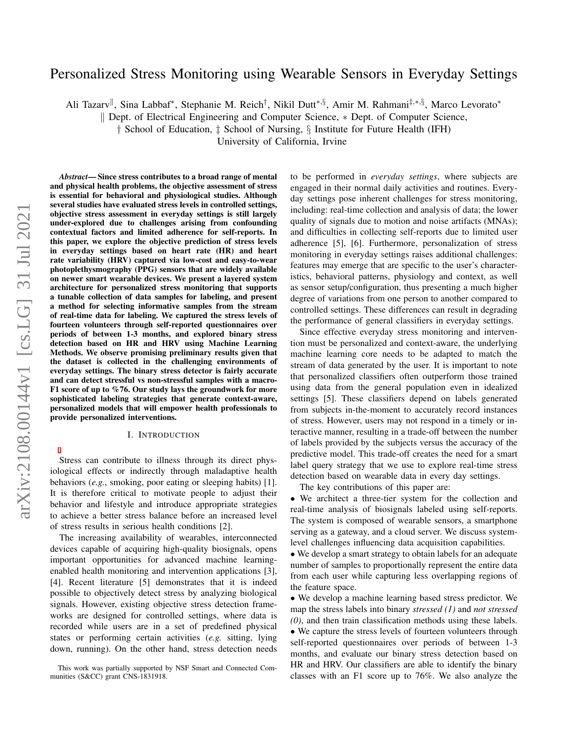# Personalized Stress Monitoring using Wearable Sensors in Everyday Settings

Ali Tazarv[‖], Sina Labbaf[∗], Stephanie M. Reich[†], Nikil Dutt[∗,§], Amir M. Rahmani[‡,∗,§], Marco Levorato[∗]

‖ Dept. of Electrical Engineering and Computer Science, ∗ Dept. of Computer Science,
† School of Education, ‡ School of Nursing, § Institute for Future Health (IFH)
University of California, Irvine

***Abstract*— Since stress contributes to a broad range of mental and physical health problems, the objective assessment of stress is essential for behavioral and physiological studies. Although several studies have evaluated stress levels in controlled settings, objective stress assessment in everyday settings is still largely under-explored due to challenges arising from confounding contextual factors and limited adherence for self-reports. In this paper, we explore the objective prediction of stress levels in everyday settings based on heart rate (HR) and heart rate variability (HRV) captured via low-cost and easy-to-wear photoplethysmography (PPG) sensors that are widely available on newer smart wearable devices. We present a layered system architecture for personalized stress monitoring that supports a tunable collection of data samples for labeling, and present a method for selecting informative samples from the stream of real-time data for labeling. We captured the stress levels of fourteen volunteers through self-reported questionnaires over periods of between 1-3 months, and explored binary stress detection based on HR and HRV using Machine Learning Methods. We observe promising preliminary results given that the dataset is collected in the challenging environments of everyday settings. The binary stress detector is fairly accurate and can detect stressful vs non-stressful samples with a macro-F1 score of up to %76. Our study lays the groundwork for more sophisticated labeling strategies that generate context-aware, personalized models that will empower health professionals to provide personalized interventions.**

## I. Introduction

Stress can contribute to illness through its direct physiological effects or indirectly through maladaptive health behaviors (*e.g.*, smoking, poor eating or sleeping habits) [1]. It is therefore critical to motivate people to adjust their behavior and lifestyle and introduce appropriate strategies to achieve a better stress balance before an increased level of stress results in serious health conditions [2].

The increasing availability of wearables, interconnected devices capable of acquiring high-quality biosignals, opens important opportunities for advanced machine learning-enabled health monitoring and intervention applications [3], [4]. Recent literature [5] demonstrates that it is indeed possible to objectively detect stress by analyzing biological signals. However, existing objective stress detection frameworks are designed for controlled settings, where data is recorded while users are in a set of predefined physical states or performing certain activities (*e.g.* sitting, lying down, running). On the other hand, stress detection needs to be performed in *everyday settings*, where subjects are engaged in their normal daily activities and routines. Everyday settings pose inherent challenges for stress monitoring, including: real-time collection and analysis of data; the lower quality of signals due to motion and noise artifacts (MNAs); and difficulties in collecting self-reports due to limited user adherence [5], [6]. Furthermore, personalization of stress monitoring in everyday settings raises additional challenges: features may emerge that are specific to the user's characteristics, behavioral patterns, physiology and context, as well as sensor setup/configuration, thus presenting a much higher degree of variations from one person to another compared to controlled settings. These differences can result in degrading the performance of general classifiers in everyday settings.

Since effective everyday stress monitoring and intervention must be personalized and context-aware, the underlying machine learning core needs to be adapted to match the stream of data generated by the user. It is important to note that personalized classifiers often outperform those trained using data from the general population even in idealized settings [5]. These classifiers depend on labels generated from subjects in-the-moment to accurately record instances of stress. However, users may not respond in a timely or interactive manner, resulting in a trade-off between the number of labels provided by the subjects versus the accuracy of the predictive model. This trade-off creates the need for a smart label query strategy that we use to explore real-time stress detection based on wearable data in every day settings.

The key contributions of this paper are:

- We architect a three-tier system for the collection and real-time analysis of biosignals labeled using self-reports. The system is composed of wearable sensors, a smartphone serving as a gateway, and a cloud server. We discuss system-level challenges influencing data acquisition capabilities.
- We develop a smart strategy to obtain labels for an adequate number of samples to proportionally represent the entire data from each user while capturing less overlapping regions of the feature space.
- We develop a machine learning based stress predictor. We map the stress labels into binary *stressed (1)* and *not stressed (0)*, and then train classification methods using these labels.
- We capture the stress levels of fourteen volunteers through self-reported questionnaires over periods of between 1-3 months, and evaluate our binary stress detection based on HR and HRV. Our classifiers are able to identify the binary classes with an F1 score up to 76%. We also analyze the

This work was partially supported by NSF Smart and Connected Communities (S&CC) grant CNS-1831918.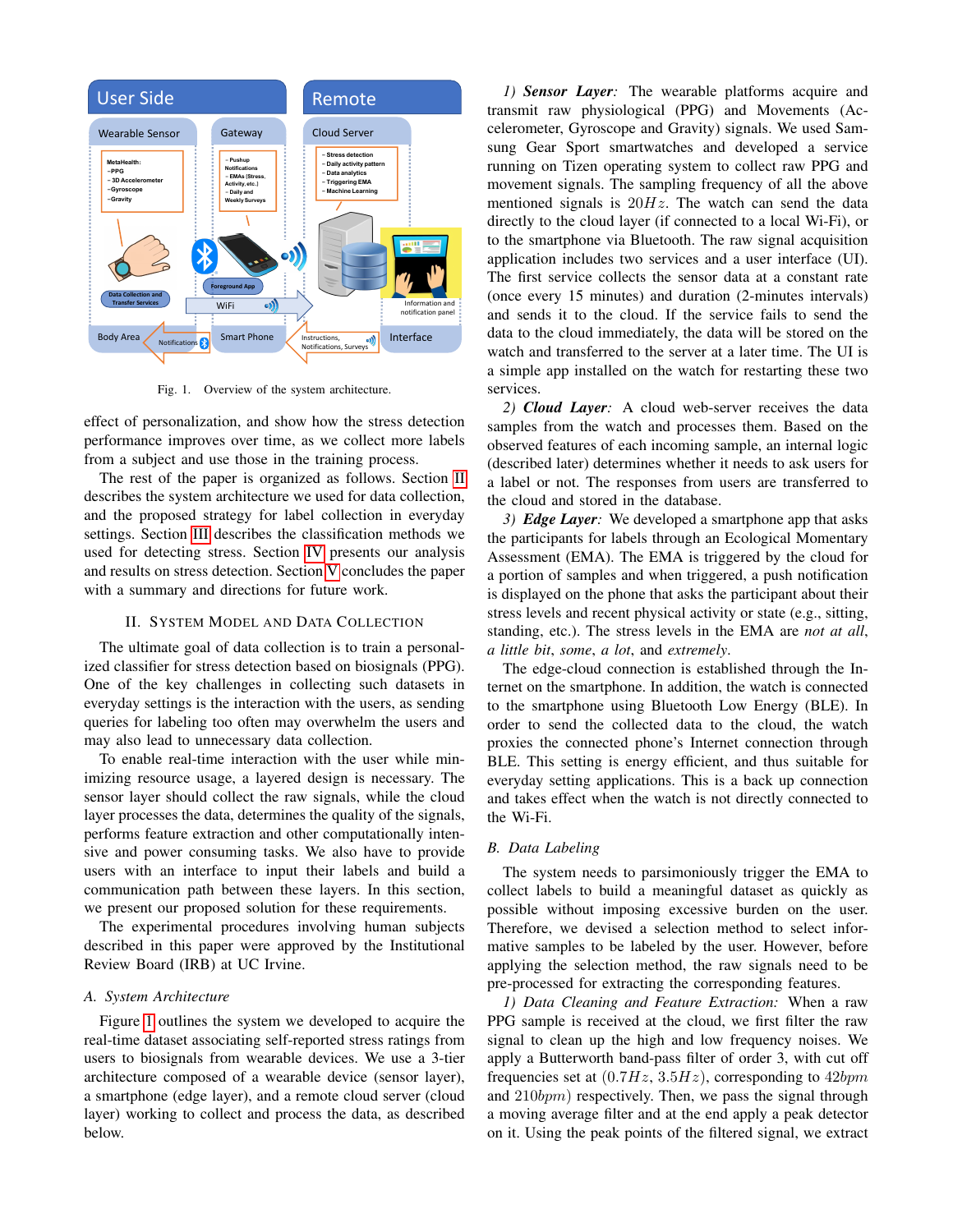Fig. 1. Overview of the system architecture.

effect of personalization, and show how the stress detection performance improves over time, as we collect more labels from a subject and use those in the training process.

The rest of the paper is organized as follows. Section II describes the system architecture we used for data collection, and the proposed strategy for label collection in everyday settings. Section III describes the classification methods we used for detecting stress. Section IV presents our analysis and results on stress detection. Section V concludes the paper with a summary and directions for future work.

## II. System Model and Data Collection

The ultimate goal of data collection is to train a personalized classifier for stress detection based on biosignals (PPG). One of the key challenges in collecting such datasets in everyday settings is the interaction with the users, as sending queries for labeling too often may overwhelm the users and may also lead to unnecessary data collection.

To enable real-time interaction with the user while minimizing resource usage, a layered design is necessary. The sensor layer should collect the raw signals, while the cloud layer processes the data, determines the quality of the signals, performs feature extraction and other computationally intensive and power consuming tasks. We also have to provide users with an interface to input their labels and build a communication path between these layers. In this section, we present our proposed solution for these requirements.

The experimental procedures involving human subjects described in this paper were approved by the Institutional Review Board (IRB) at UC Irvine.

### A. System Architecture

Figure 1 outlines the system we developed to acquire the real-time dataset associating self-reported stress ratings from users to biosignals from wearable devices. We use a 3-tier architecture composed of a wearable device (sensor layer), a smartphone (edge layer), and a remote cloud server (cloud layer) working to collect and process the data, as described below.

*1) **Sensor Layer**:* The wearable platforms acquire and transmit raw physiological (PPG) and Movements (Accelerometer, Gyroscope and Gravity) signals. We used Samsung Gear Sport smartwatches and developed a service running on Tizen operating system to collect raw PPG and movement signals. The sampling frequency of all the above mentioned signals is $20Hz$. The watch can send the data directly to the cloud layer (if connected to a local Wi-Fi), or to the smartphone via Bluetooth. The raw signal acquisition application includes two services and a user interface (UI). The first service collects the sensor data at a constant rate (once every 15 minutes) and duration (2-minutes intervals) and sends it to the cloud. If the service fails to send the data to the cloud immediately, the data will be stored on the watch and transferred to the server at a later time. The UI is a simple app installed on the watch for restarting these two services.

*2) **Cloud Layer**:* A cloud web-server receives the data samples from the watch and processes them. Based on the observed features of each incoming sample, an internal logic (described later) determines whether it needs to ask users for a label or not. The responses from users are transferred to the cloud and stored in the database.

*3) **Edge Layer**:* We developed a smartphone app that asks the participants for labels through an Ecological Momentary Assessment (EMA). The EMA is triggered by the cloud for a portion of samples and when triggered, a push notification is displayed on the phone that asks the participant about their stress levels and recent physical activity or state (e.g., sitting, standing, etc.). The stress levels in the EMA are *not at all*, *a little bit*, *some*, *a lot*, and *extremely*.

The edge-cloud connection is established through the Internet on the smartphone. In addition, the watch is connected to the smartphone using Bluetooth Low Energy (BLE). In order to send the collected data to the cloud, the watch proxies the connected phone's Internet connection through BLE. This setting is energy efficient, and thus suitable for everyday setting applications. This is a back up connection and takes effect when the watch is not directly connected to the Wi-Fi.

### B. Data Labeling

The system needs to parsimoniously trigger the EMA to collect labels to build a meaningful dataset as quickly as possible without imposing excessive burden on the user. Therefore, we devised a selection method to select informative samples to be labeled by the user. However, before applying the selection method, the raw signals need to be pre-processed for extracting the corresponding features.

*1) Data Cleaning and Feature Extraction:* When a raw PPG sample is received at the cloud, we first filter the raw signal to clean up the high and low frequency noises. We apply a Butterworth band-pass filter of order 3, with cut off frequencies set at $(0.7Hz, 3.5Hz)$, corresponding to $42bpm$ and $210bpm$) respectively. Then, we pass the signal through a moving average filter and at the end apply a peak detector on it. Using the peak points of the filtered signal, we extract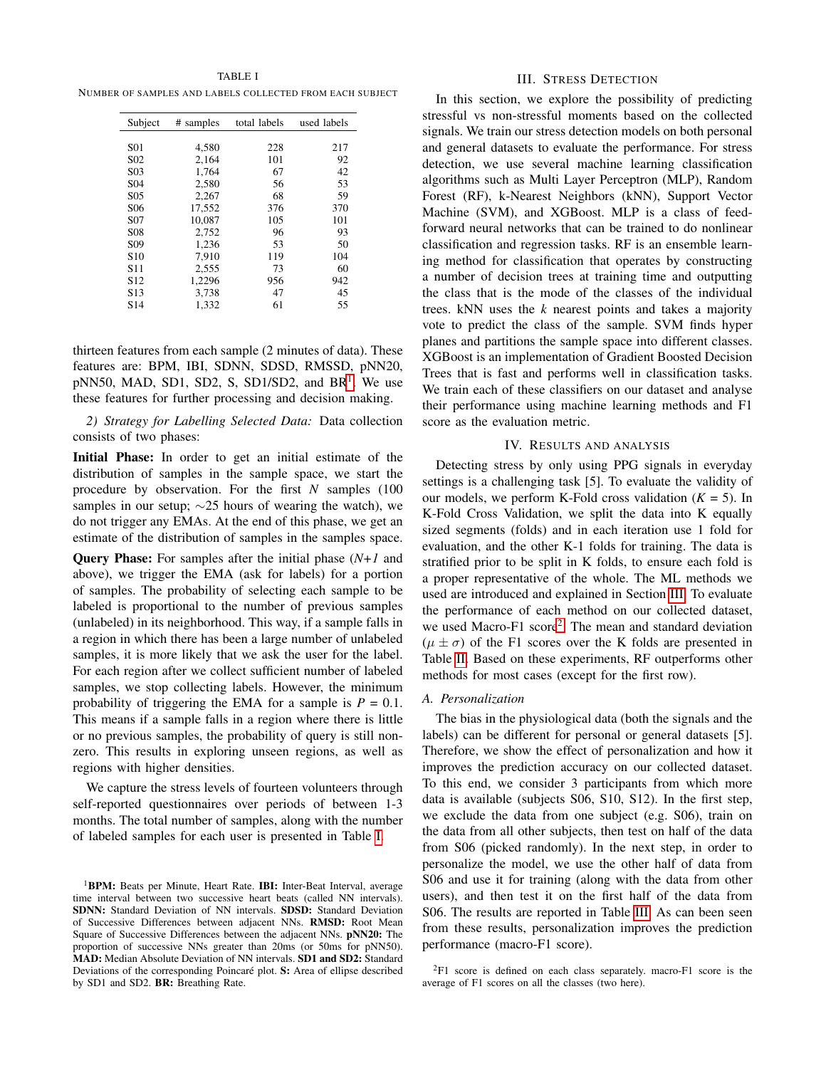TABLE I

Number of samples and labels collected from each subject

| Subject | # samples | total labels | used labels |
|---|---|---|---|
| S01 | 4,580 | 228 | 217 |
| S02 | 2,164 | 101 | 92 |
| S03 | 1,764 | 67 | 42 |
| S04 | 2,580 | 56 | 53 |
| S05 | 2,267 | 68 | 59 |
| S06 | 17,552 | 376 | 370 |
| S07 | 10,087 | 105 | 101 |
| S08 | 2,752 | 96 | 93 |
| S09 | 1,236 | 53 | 50 |
| S10 | 7,910 | 119 | 104 |
| S11 | 2,555 | 73 | 60 |
| S12 | 1,2296 | 956 | 942 |
| S13 | 3,738 | 47 | 45 |
| S14 | 1,332 | 61 | 55 |

thirteen features from each sample (2 minutes of data). These features are: BPM, IBI, SDNN, SDSD, RMSSD, pNN20, pNN50, MAD, SD1, SD2, S, SD1/SD2, and BR[1]. We use these features for further processing and decision making.

*2) Strategy for Labelling Selected Data:* Data collection consists of two phases:

**Initial Phase:** In order to get an initial estimate of the distribution of samples in the sample space, we start the procedure by observation. For the first $N$ samples (100 samples in our setup; $\sim$25 hours of wearing the watch), we do not trigger any EMAs. At the end of this phase, we get an estimate of the distribution of samples in the samples space.

**Query Phase:** For samples after the initial phase ($N+1$ and above), we trigger the EMA (ask for labels) for a portion of samples. The probability of selecting each sample to be labeled is proportional to the number of previous samples (unlabeled) in its neighborhood. This way, if a sample falls in a region in which there has been a large number of unlabeled samples, it is more likely that we ask the user for the label. For each region after we collect sufficient number of labeled samples, we stop collecting labels. However, the minimum probability of triggering the EMA for a sample is $P = 0.1$. This means if a sample falls in a region where there is little or no previous samples, the probability of query is still non-zero. This results in exploring unseen regions, as well as regions with higher densities.

We capture the stress levels of fourteen volunteers through self-reported questionnaires over periods of between 1-3 months. The total number of samples, along with the number of labeled samples for each user is presented in Table I.

[1]**BPM:** Beats per Minute, Heart Rate. **IBI:** Inter-Beat Interval, average time interval between two successive heart beats (called NN intervals). **SDNN:** Standard Deviation of NN intervals. **SDSD:** Standard Deviation of Successive Differences between adjacent NNs. **RMSD:** Root Mean Square of Successive Differences between the adjacent NNs. **pNN20:** The proportion of successive NNs greater than 20ms (or 50ms for pNN50). **MAD:** Median Absolute Deviation of NN intervals. **SD1 and SD2:** Standard Deviations of the corresponding Poincaré plot. **S:** Area of ellipse described by SD1 and SD2. **BR:** Breathing Rate.

## III. Stress Detection

In this section, we explore the possibility of predicting stressful vs non-stressful moments based on the collected signals. We train our stress detection models on both personal and general datasets to evaluate the performance. For stress detection, we use several machine learning classification algorithms such as Multi Layer Perceptron (MLP), Random Forest (RF), k-Nearest Neighbors (kNN), Support Vector Machine (SVM), and XGBoost. MLP is a class of feed-forward neural networks that can be trained to do nonlinear classification and regression tasks. RF is an ensemble learning method for classification that operates by constructing a number of decision trees at training time and outputting the class that is the mode of the classes of the individual trees. kNN uses the $k$ nearest points and takes a majority vote to predict the class of the sample. SVM finds hyper planes and partitions the sample space into different classes. XGBoost is an implementation of Gradient Boosted Decision Trees that is fast and performs well in classification tasks. We train each of these classifiers on our dataset and analyse their performance using machine learning methods and F1 score as the evaluation metric.

## IV. Results and Analysis

Detecting stress by only using PPG signals in everyday settings is a challenging task [5]. To evaluate the validity of our models, we perform K-Fold cross validation ($K = 5$). In K-Fold Cross Validation, we split the data into K equally sized segments (folds) and in each iteration use 1 fold for evaluation, and the other K-1 folds for training. The data is stratified prior to be split in K folds, to ensure each fold is a proper representative of the whole. The ML methods we used are introduced and explained in Section III. To evaluate the performance of each method on our collected dataset, we used Macro-F1 score[2]. The mean and standard deviation ($\mu \pm \sigma$) of the F1 scores over the K folds are presented in Table II. Based on these experiments, RF outperforms other methods for most cases (except for the first row).

### A. Personalization

The bias in the physiological data (both the signals and the labels) can be different for personal or general datasets [5]. Therefore, we show the effect of personalization and how it improves the prediction accuracy on our collected dataset. To this end, we consider 3 participants from which more data is available (subjects S06, S10, S12). In the first step, we exclude the data from one subject (e.g. S06), train on the data from all other subjects, then test on half of the data from S06 (picked randomly). In the next step, in order to personalize the model, we use the other half of data from S06 and use it for training (along with the data from other users), and then test it on the first half of the data from S06. The results are reported in Table III. As can been seen from these results, personalization improves the prediction performance (macro-F1 score).

[2]F1 score is defined on each class separately. macro-F1 score is the average of F1 scores on all the classes (two here).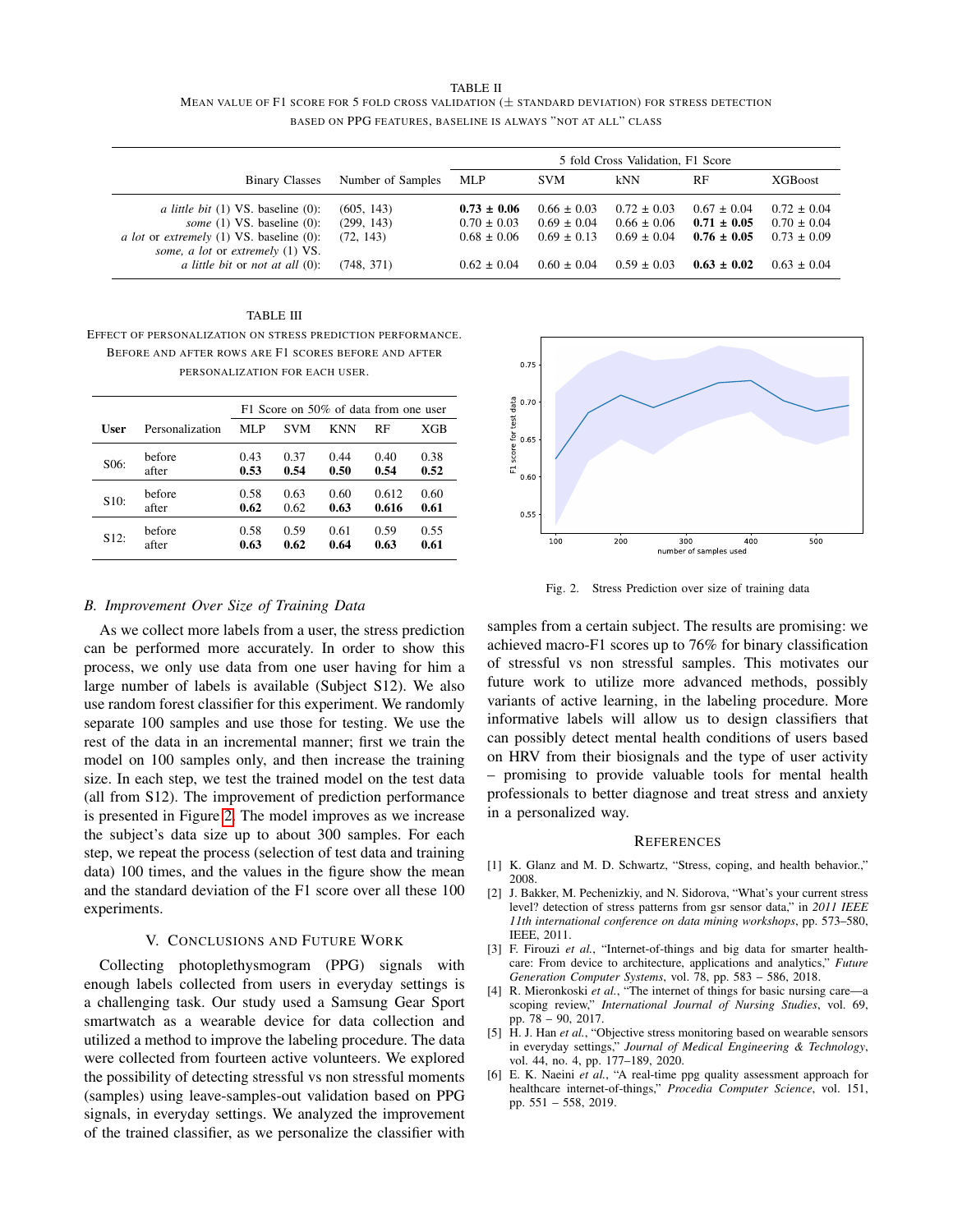TABLE II

MEAN VALUE OF F1 SCORE FOR 5 FOLD CROSS VALIDATION (± STANDARD DEVIATION) FOR STRESS DETECTION BASED ON PPG FEATURES, BASELINE IS ALWAYS "NOT AT ALL" CLASS

| | | 5 fold Cross Validation, F1 Score | | | | |
|---|---|---|---|---|---|---|
| Binary Classes | Number of Samples | MLP | SVM | kNN | RF | XGBoost |
| *a little bit* (1) VS. baseline (0): | (605, 143) | **0.73 ± 0.06** | 0.66 ± 0.03 | 0.72 ± 0.03 | 0.67 ± 0.04 | 0.72 ± 0.04 |
| *some* (1) VS. baseline (0): | (299, 143) | 0.70 ± 0.03 | 0.69 ± 0.04 | 0.66 ± 0.06 | **0.71 ± 0.05** | 0.70 ± 0.04 |
| *a lot* or *extremely* (1) VS. baseline (0): | (72, 143) | 0.68 ± 0.06 | 0.69 ± 0.13 | 0.69 ± 0.04 | **0.76 ± 0.05** | 0.73 ± 0.09 |
| *some, a lot* or *extremely* (1) VS. *a little bit* or *not at all* (0): | (748, 371) | 0.62 ± 0.04 | 0.60 ± 0.04 | 0.59 ± 0.03 | **0.63 ± 0.02** | 0.63 ± 0.04 |

TABLE III

EFFECT OF PERSONALIZATION ON STRESS PREDICTION PERFORMANCE. BEFORE AND AFTER ROWS ARE F1 SCORES BEFORE AND AFTER PERSONALIZATION FOR EACH USER.

| | | F1 Score on 50% of data from one user | | | | |
|---|---|---|---|---|---|---|
| **User** | Personalization | MLP | SVM | KNN | RF | XGB |
| S06: | before | 0.43 | 0.37 | 0.44 | 0.40 | 0.38 |
| | after | **0.53** | **0.54** | **0.50** | **0.54** | **0.52** |
| S10: | before | 0.58 | 0.63 | 0.60 | 0.612 | 0.60 |
| | after | **0.62** | 0.62 | **0.63** | **0.616** | **0.61** |
| S12: | before | 0.58 | 0.59 | 0.61 | 0.59 | 0.55 |
| | after | **0.63** | **0.62** | **0.64** | **0.63** | **0.61** |

0.75
0.70
0.65
0.60
0.55
F1 score for test data
100
200
300
400
500
number of samples used

Fig. 2. Stress Prediction over size of training data

### B. Improvement Over Size of Training Data

As we collect more labels from a user, the stress prediction can be performed more accurately. In order to show this process, we only use data from one user having for him a large number of labels is available (Subject S12). We also use random forest classifier for this experiment. We randomly separate 100 samples and use those for testing. We use the rest of the data in an incremental manner; first we train the model on 100 samples only, and then increase the training size. In each step, we test the trained model on the test data (all from S12). The improvement of prediction performance is presented in Figure 2. The model improves as we increase the subject's data size up to about 300 samples. For each step, we repeat the process (selection of test data and training data) 100 times, and the values in the figure show the mean and the standard deviation of the F1 score over all these 100 experiments.

## V. CONCLUSIONS AND FUTURE WORK

Collecting photoplethysmogram (PPG) signals with enough labels collected from users in everyday settings is a challenging task. Our study used a Samsung Gear Sport smartwatch as a wearable device for data collection and utilized a method to improve the labeling procedure. The data were collected from fourteen active volunteers. We explored the possibility of detecting stressful vs non stressful moments (samples) using leave-samples-out validation based on PPG signals, in everyday settings. We analyzed the improvement of the trained classifier, as we personalize the classifier with samples from a certain subject. The results are promising: we achieved macro-F1 scores up to 76% for binary classification of stressful vs non stressful samples. This motivates our future work to utilize more advanced methods, possibly variants of active learning, in the labeling procedure. More informative labels will allow us to design classifiers that can possibly detect mental health conditions of users based on HRV from their biosignals and the type of user activity – promising to provide valuable tools for mental health professionals to better diagnose and treat stress and anxiety in a personalized way.

## REFERENCES

[1] K. Glanz and M. D. Schwartz, "Stress, coping, and health behavior.," 2008.

[2] J. Bakker, M. Pechenizkiy, and N. Sidorova, "What's your current stress level? detection of stress patterns from gsr sensor data," in *2011 IEEE 11th international conference on data mining workshops*, pp. 573–580, IEEE, 2011.

[3] F. Firouzi *et al.*, "Internet-of-things and big data for smarter healthcare: From device to architecture, applications and analytics," *Future Generation Computer Systems*, vol. 78, pp. 583 – 586, 2018.

[4] R. Mieronkoski *et al.*, "The internet of things for basic nursing care—a scoping review," *International Journal of Nursing Studies*, vol. 69, pp. 78 – 90, 2017.

[5] H. J. Han *et al.*, "Objective stress monitoring based on wearable sensors in everyday settings," *Journal of Medical Engineering & Technology*, vol. 44, no. 4, pp. 177–189, 2020.

[6] E. K. Naeini *et al.*, "A real-time ppg quality assessment approach for healthcare internet-of-things," *Procedia Computer Science*, vol. 151, pp. 551 – 558, 2019.